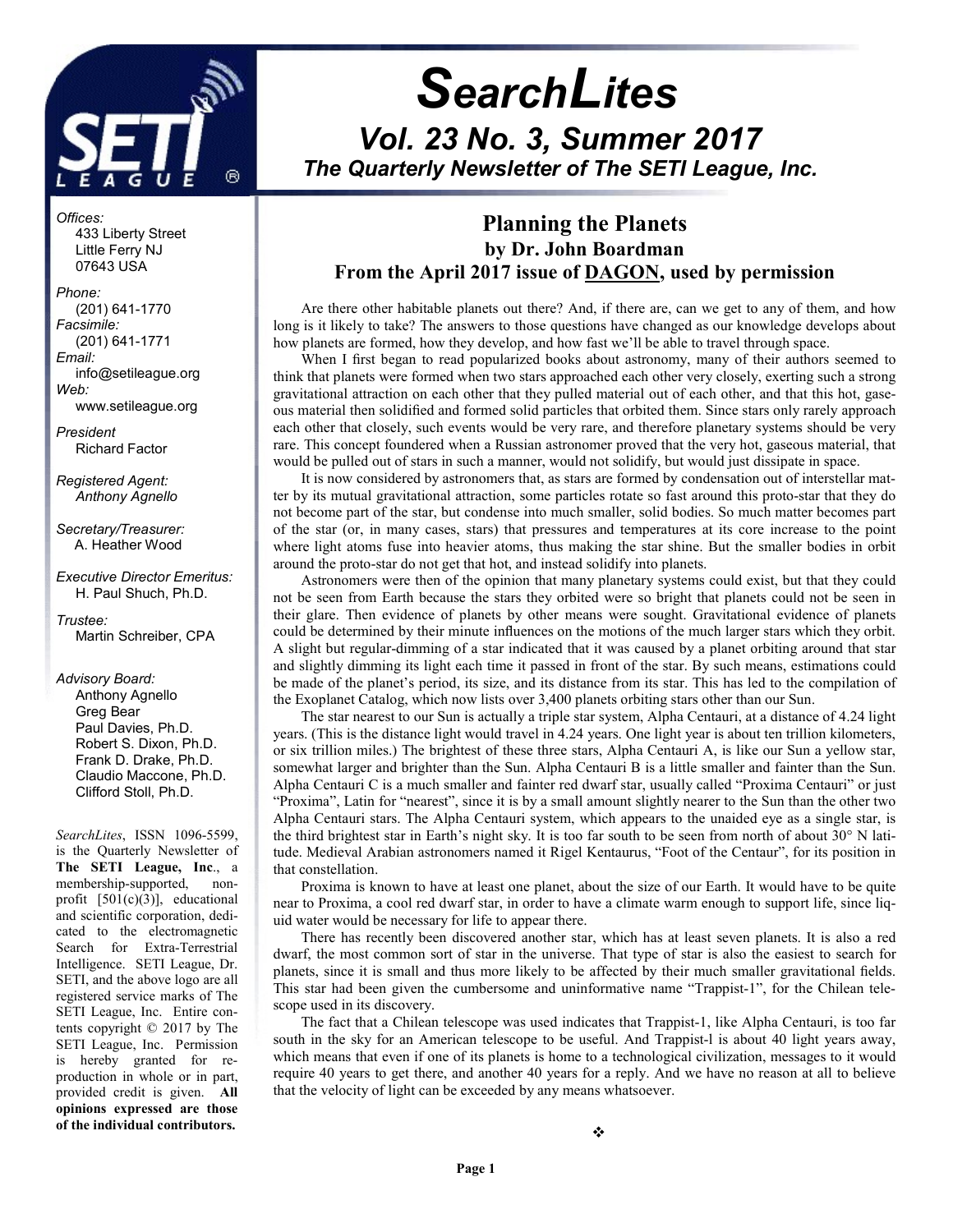# SearchLites

## Vol. 23 No. 3, Summer 2017

### The Quarterly Newsletter of The SETI League, Inc.

*Offices:*
433 Liberty Street
Little Ferry NJ
07643 USA

*Phone:*
(201) 641-1770

*Facsimile:*
(201) 641-1771

*Email:*
info@setileague.org

*Web:*
www.setileague.org

*President*
Richard Factor

*Registered Agent:*
*Anthony Agnello*

*Secretary/Treasurer:*
A. Heather Wood

*Executive Director Emeritus:*
H. Paul Shuch, Ph.D.

*Trustee:*
Martin Schreiber, CPA

*Advisory Board:*
Anthony Agnello
Greg Bear
Paul Davies, Ph.D.
Robert S. Dixon, Ph.D.
Frank D. Drake, Ph.D.
Claudio Maccone, Ph.D.
Clifford Stoll, Ph.D.

*SearchLites*, ISSN 1096-5599, is the Quarterly Newsletter of **The SETI League, Inc**., a membership-supported, non-profit [501(c)(3)], educational and scientific corporation, dedicated to the electromagnetic Search for Extra-Terrestrial Intelligence. SETI League, Dr. SETI, and the above logo are all registered service marks of The SETI League, Inc. Entire contents copyright © 2017 by The SETI League, Inc. Permission is hereby granted for reproduction in whole or in part, provided credit is given. **All opinions expressed are those of the individual contributors.**

## Planning the Planets

**by Dr. John Boardman**

**From the April 2017 issue of DAGON, used by permission**

Are there other habitable planets out there? And, if there are, can we get to any of them, and how long is it likely to take? The answers to those questions have changed as our knowledge develops about how planets are formed, how they develop, and how fast we'll be able to travel through space.

When I first began to read popularized books about astronomy, many of their authors seemed to think that planets were formed when two stars approached each other very closely, exerting such a strong gravitational attraction on each other that they pulled material out of each other, and that this hot, gaseous material then solidified and formed solid particles that orbited them. Since stars only rarely approach each other that closely, such events would be very rare, and therefore planetary systems should be very rare. This concept foundered when a Russian astronomer proved that the very hot, gaseous material, that would be pulled out of stars in such a manner, would not solidify, but would just dissipate in space.

It is now considered by astronomers that, as stars are formed by condensation out of interstellar matter by its mutual gravitational attraction, some particles rotate so fast around this proto-star that they do not become part of the star, but condense into much smaller, solid bodies. So much matter becomes part of the star (or, in many cases, stars) that pressures and temperatures at its core increase to the point where light atoms fuse into heavier atoms, thus making the star shine. But the smaller bodies in orbit around the proto-star do not get that hot, and instead solidify into planets.

Astronomers were then of the opinion that many planetary systems could exist, but that they could not be seen from Earth because the stars they orbited were so bright that planets could not be seen in their glare. Then evidence of planets by other means were sought. Gravitational evidence of planets could be determined by their minute influences on the motions of the much larger stars which they orbit. A slight but regular-dimming of a star indicated that it was caused by a planet orbiting around that star and slightly dimming its light each time it passed in front of the star. By such means, estimations could be made of the planet's period, its size, and its distance from its star. This has led to the compilation of the Exoplanet Catalog, which now lists over 3,400 planets orbiting stars other than our Sun.

The star nearest to our Sun is actually a triple star system, Alpha Centauri, at a distance of 4.24 light years. (This is the distance light would travel in 4.24 years. One light year is about ten trillion kilometers, or six trillion miles.) The brightest of these three stars, Alpha Centauri A, is like our Sun a yellow star, somewhat larger and brighter than the Sun. Alpha Centauri B is a little smaller and fainter than the Sun. Alpha Centauri C is a much smaller and fainter red dwarf star, usually called "Proxima Centauri" or just "Proxima", Latin for "nearest", since it is by a small amount slightly nearer to the Sun than the other two Alpha Centauri stars. The Alpha Centauri system, which appears to the unaided eye as a single star, is the third brightest star in Earth's night sky. It is too far south to be seen from north of about 30° N latitude. Medieval Arabian astronomers named it Rigel Kentaurus, "Foot of the Centaur", for its position in that constellation.

Proxima is known to have at least one planet, about the size of our Earth. It would have to be quite near to Proxima, a cool red dwarf star, in order to have a climate warm enough to support life, since liquid water would be necessary for life to appear there.

There has recently been discovered another star, which has at least seven planets. It is also a red dwarf, the most common sort of star in the universe. That type of star is also the easiest to search for planets, since it is small and thus more likely to be affected by their much smaller gravitational fields. This star had been given the cumbersome and uninformative name "Trappist-1", for the Chilean telescope used in its discovery.

The fact that a Chilean telescope was used indicates that Trappist-1, like Alpha Centauri, is too far south in the sky for an American telescope to be useful. And Trappist-l is about 40 light years away, which means that even if one of its planets is home to a technological civilization, messages to it would require 40 years to get there, and another 40 years for a reply. And we have no reason at all to believe that the velocity of light can be exceeded by any means whatsoever.

❖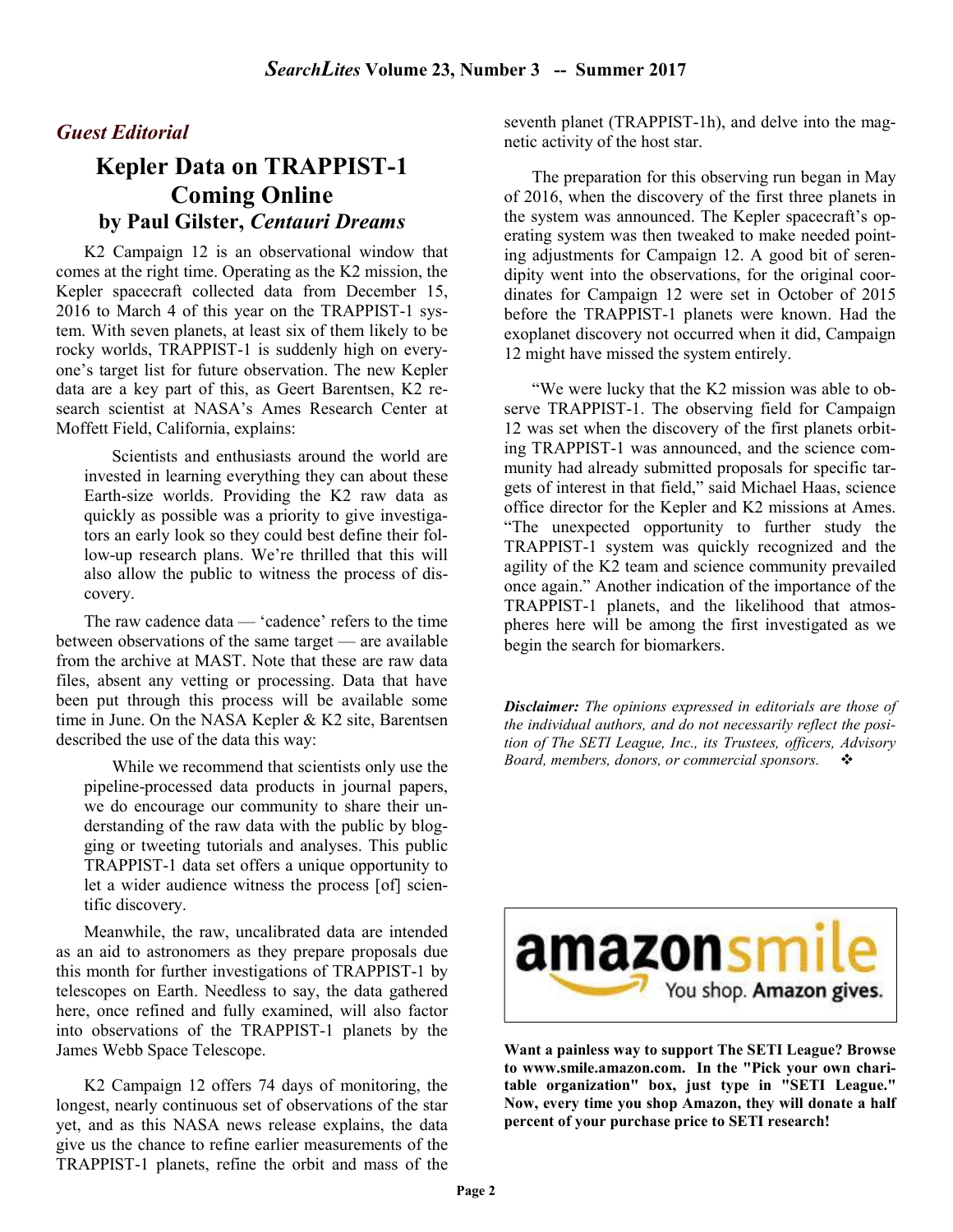*Guest Editorial*

# Kepler Data on TRAPPIST-1 Coming Online

### by Paul Gilster, *Centauri Dreams*

K2 Campaign 12 is an observational window that comes at the right time. Operating as the K2 mission, the Kepler spacecraft collected data from December 15, 2016 to March 4 of this year on the TRAPPIST-1 system. With seven planets, at least six of them likely to be rocky worlds, TRAPPIST-1 is suddenly high on everyone's target list for future observation. The new Kepler data are a key part of this, as Geert Barentsen, K2 research scientist at NASA's Ames Research Center at Moffett Field, California, explains:

> Scientists and enthusiasts around the world are invested in learning everything they can about these Earth-size worlds. Providing the K2 raw data as quickly as possible was a priority to give investigators an early look so they could best define their follow-up research plans. We're thrilled that this will also allow the public to witness the process of discovery.

The raw cadence data — 'cadence' refers to the time between observations of the same target — are available from the archive at MAST. Note that these are raw data files, absent any vetting or processing. Data that have been put through this process will be available some time in June. On the NASA Kepler & K2 site, Barentsen described the use of the data this way:

> While we recommend that scientists only use the pipeline-processed data products in journal papers, we do encourage our community to share their understanding of the raw data with the public by blogging or tweeting tutorials and analyses. This public TRAPPIST-1 data set offers a unique opportunity to let a wider audience witness the process [of] scientific discovery.

Meanwhile, the raw, uncalibrated data are intended as an aid to astronomers as they prepare proposals due this month for further investigations of TRAPPIST-1 by telescopes on Earth. Needless to say, the data gathered here, once refined and fully examined, will also factor into observations of the TRAPPIST-1 planets by the James Webb Space Telescope.

K2 Campaign 12 offers 74 days of monitoring, the longest, nearly continuous set of observations of the star yet, and as this NASA news release explains, the data give us the chance to refine earlier measurements of the TRAPPIST-1 planets, refine the orbit and mass of the seventh planet (TRAPPIST-1h), and delve into the magnetic activity of the host star.

The preparation for this observing run began in May of 2016, when the discovery of the first three planets in the system was announced. The Kepler spacecraft's operating system was then tweaked to make needed pointing adjustments for Campaign 12. A good bit of serendipity went into the observations, for the original coordinates for Campaign 12 were set in October of 2015 before the TRAPPIST-1 planets were known. Had the exoplanet discovery not occurred when it did, Campaign 12 might have missed the system entirely.

"We were lucky that the K2 mission was able to observe TRAPPIST-1. The observing field for Campaign 12 was set when the discovery of the first planets orbiting TRAPPIST-1 was announced, and the science community had already submitted proposals for specific targets of interest in that field," said Michael Haas, science office director for the Kepler and K2 missions at Ames. "The unexpected opportunity to further study the TRAPPIST-1 system was quickly recognized and the agility of the K2 team and science community prevailed once again." Another indication of the importance of the TRAPPIST-1 planets, and the likelihood that atmospheres here will be among the first investigated as we begin the search for biomarkers.

***Disclaimer:*** *The opinions expressed in editorials are those of the individual authors, and do not necessarily reflect the position of The SETI League, Inc., its Trustees, officers, Advisory Board, members, donors, or commercial sponsors.* ❖

amazonsmile — You shop. Amazon gives.

**Want a painless way to support The SETI League? Browse to www.smile.amazon.com. In the "Pick your own charitable organization" box, just type in "SETI League." Now, every time you shop Amazon, they will donate a half percent of your purchase price to SETI research!**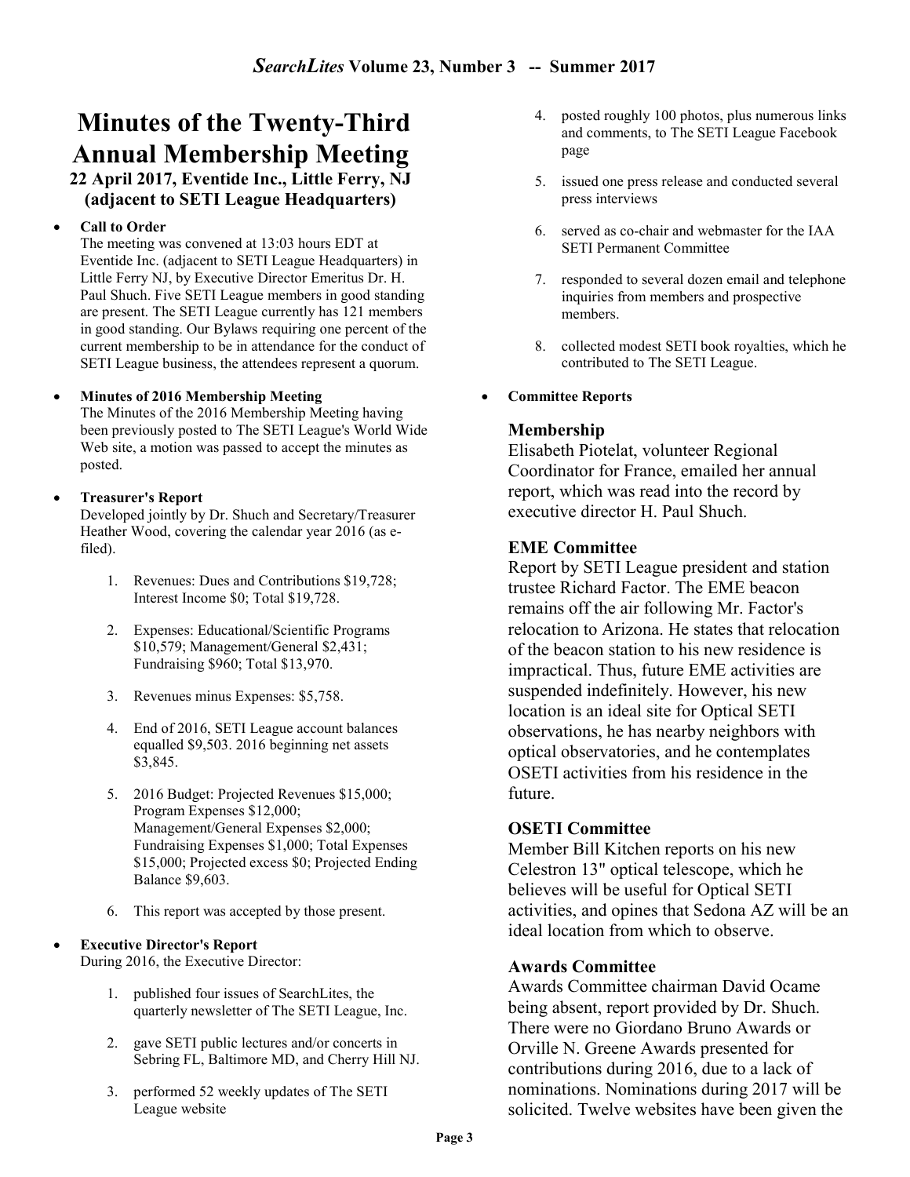# Minutes of the Twenty-Third Annual Membership Meeting

**22 April 2017, Eventide Inc., Little Ferry, NJ (adjacent to SETI League Headquarters)**

- **Call to Order**
  The meeting was convened at 13:03 hours EDT at Eventide Inc. (adjacent to SETI League Headquarters) in Little Ferry NJ, by Executive Director Emeritus Dr. H. Paul Shuch. Five SETI League members in good standing are present. The SETI League currently has 121 members in good standing. Our Bylaws requiring one percent of the current membership to be in attendance for the conduct of SETI League business, the attendees represent a quorum.

- **Minutes of 2016 Membership Meeting**
  The Minutes of the 2016 Membership Meeting having been previously posted to The SETI League's World Wide Web site, a motion was passed to accept the minutes as posted.

- **Treasurer's Report**
  Developed jointly by Dr. Shuch and Secretary/Treasurer Heather Wood, covering the calendar year 2016 (as e-filed).

  1. Revenues: Dues and Contributions $19,728; Interest Income $0; Total $19,728.
  2. Expenses: Educational/Scientific Programs $10,579; Management/General $2,431; Fundraising $960; Total $13,970.
  3. Revenues minus Expenses: $5,758.
  4. End of 2016, SETI League account balances equalled $9,503. 2016 beginning net assets $3,845.
  5. 2016 Budget: Projected Revenues $15,000; Program Expenses $12,000; Management/General Expenses $2,000; Fundraising Expenses $1,000; Total Expenses $15,000; Projected excess $0; Projected Ending Balance $9,603.
  6. This report was accepted by those present.

- **Executive Director's Report**
  During 2016, the Executive Director:

  1. published four issues of SearchLites, the quarterly newsletter of The SETI League, Inc.
  2. gave SETI public lectures and/or concerts in Sebring FL, Baltimore MD, and Cherry Hill NJ.
  3. performed 52 weekly updates of The SETI League website
  4. posted roughly 100 photos, plus numerous links and comments, to The SETI League Facebook page
  5. issued one press release and conducted several press interviews
  6. served as co-chair and webmaster for the IAA SETI Permanent Committee
  7. responded to several dozen email and telephone inquiries from members and prospective members.
  8. collected modest SETI book royalties, which he contributed to The SETI League.

- **Committee Reports**

### Membership

Elisabeth Piotelat, volunteer Regional Coordinator for France, emailed her annual report, which was read into the record by executive director H. Paul Shuch.

### EME Committee

Report by SETI League president and station trustee Richard Factor. The EME beacon remains off the air following Mr. Factor's relocation to Arizona. He states that relocation of the beacon station to his new residence is impractical. Thus, future EME activities are suspended indefinitely. However, his new location is an ideal site for Optical SETI observations, he has nearby neighbors with optical observatories, and he contemplates OSETI activities from his residence in the future.

### OSETI Committee

Member Bill Kitchen reports on his new Celestron 13" optical telescope, which he believes will be useful for Optical SETI activities, and opines that Sedona AZ will be an ideal location from which to observe.

### Awards Committee

Awards Committee chairman David Ocame being absent, report provided by Dr. Shuch. There were no Giordano Bruno Awards or Orville N. Greene Awards presented for contributions during 2016, due to a lack of nominations. Nominations during 2017 will be solicited. Twelve websites have been given the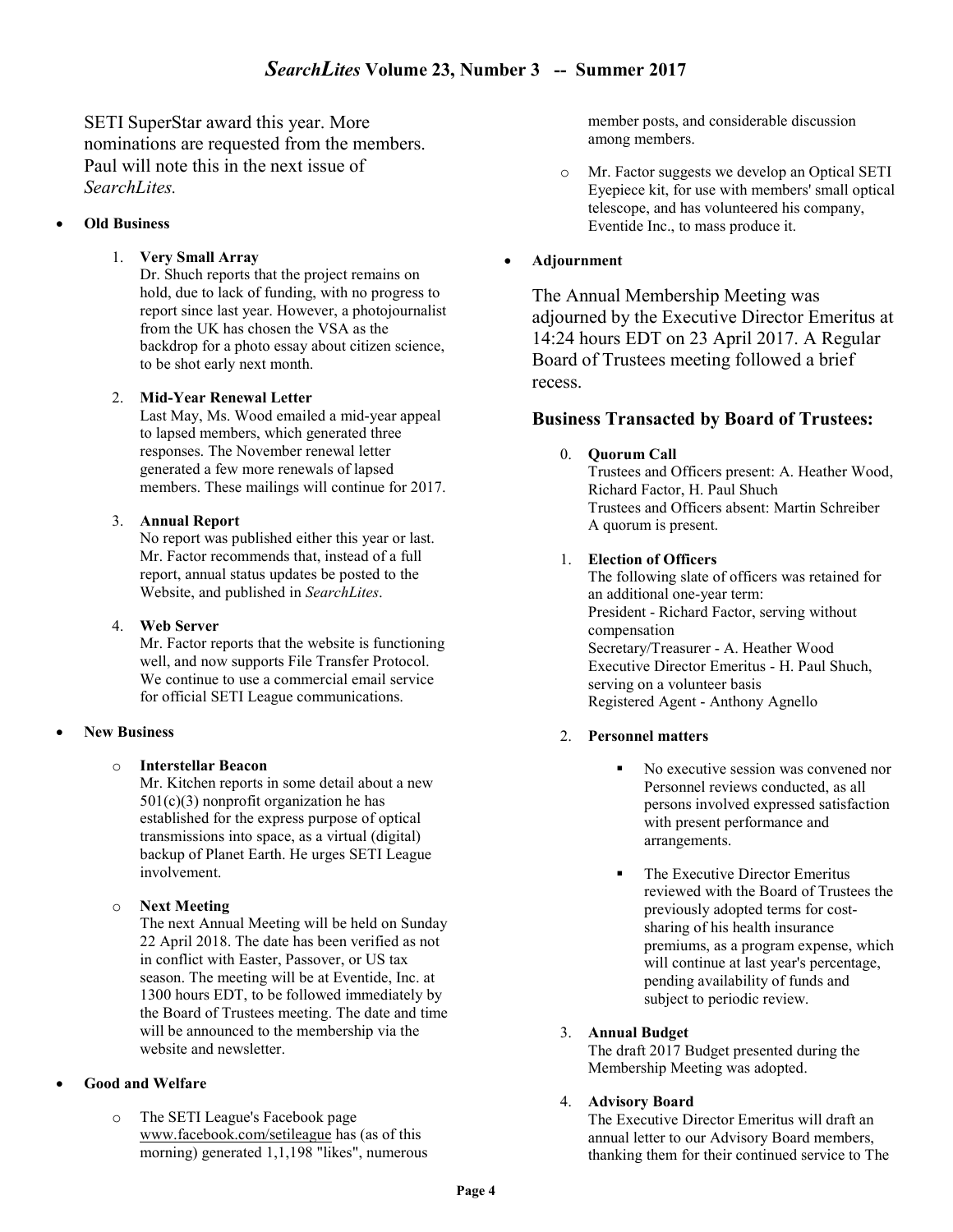SETI SuperStar award this year. More nominations are requested from the members. Paul will note this in the next issue of *SearchLites.*

- **Old Business**

  1. **Very Small Array**
     Dr. Shuch reports that the project remains on hold, due to lack of funding, with no progress to report since last year. However, a photojournalist from the UK has chosen the VSA as the backdrop for a photo essay about citizen science, to be shot early next month.

  2. **Mid-Year Renewal Letter**
     Last May, Ms. Wood emailed a mid-year appeal to lapsed members, which generated three responses. The November renewal letter generated a few more renewals of lapsed members. These mailings will continue for 2017.

  3. **Annual Report**
     No report was published either this year or last. Mr. Factor recommends that, instead of a full report, annual status updates be posted to the Website, and published in *SearchLites*.

  4. **Web Server**
     Mr. Factor reports that the website is functioning well, and now supports File Transfer Protocol. We continue to use a commercial email service for official SETI League communications.

- **New Business**

  - **Interstellar Beacon**
    Mr. Kitchen reports in some detail about a new 501(c)(3) nonprofit organization he has established for the express purpose of optical transmissions into space, as a virtual (digital) backup of Planet Earth. He urges SETI League involvement.

  - **Next Meeting**
    The next Annual Meeting will be held on Sunday 22 April 2018. The date has been verified as not in conflict with Easter, Passover, or US tax season. The meeting will be at Eventide, Inc. at 1300 hours EDT, to be followed immediately by the Board of Trustees meeting. The date and time will be announced to the membership via the website and newsletter.

- **Good and Welfare**

  - The SETI League's Facebook page www.facebook.com/setileague has (as of this morning) generated 1,1,198 "likes", numerous member posts, and considerable discussion among members.

  - Mr. Factor suggests we develop an Optical SETI Eyepiece kit, for use with members' small optical telescope, and has volunteered his company, Eventide Inc., to mass produce it.

- **Adjournment**

The Annual Membership Meeting was adjourned by the Executive Director Emeritus at 14:24 hours EDT on 23 April 2017. A Regular Board of Trustees meeting followed a brief recess.

### Business Transacted by Board of Trustees:

0. **Quorum Call**
   Trustees and Officers present: A. Heather Wood, Richard Factor, H. Paul Shuch
   Trustees and Officers absent: Martin Schreiber
   A quorum is present.

1. **Election of Officers**
   The following slate of officers was retained for an additional one-year term:
   President - Richard Factor, serving without compensation
   Secretary/Treasurer - A. Heather Wood
   Executive Director Emeritus - H. Paul Shuch, serving on a volunteer basis
   Registered Agent - Anthony Agnello

2. **Personnel matters**

   - No executive session was convened nor Personnel reviews conducted, as all persons involved expressed satisfaction with present performance and arrangements.

   - The Executive Director Emeritus reviewed with the Board of Trustees the previously adopted terms for cost-sharing of his health insurance premiums, as a program expense, which will continue at last year's percentage, pending availability of funds and subject to periodic review.

3. **Annual Budget**
   The draft 2017 Budget presented during the Membership Meeting was adopted.

4. **Advisory Board**
   The Executive Director Emeritus will draft an annual letter to our Advisory Board members, thanking them for their continued service to The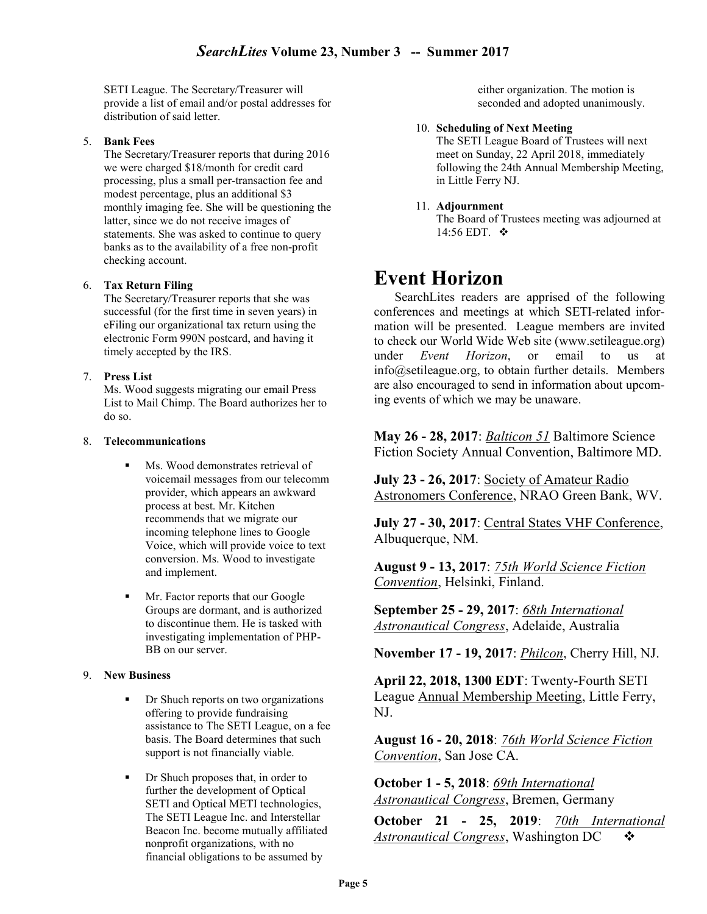SETI League. The Secretary/Treasurer will provide a list of email and/or postal addresses for distribution of said letter.

5. **Bank Fees**
   The Secretary/Treasurer reports that during 2016 we were charged $18/month for credit card processing, plus a small per-transaction fee and modest percentage, plus an additional $3 monthly imaging fee. She will be questioning the latter, since we do not receive images of statements. She was asked to continue to query banks as to the availability of a free non-profit checking account.

6. **Tax Return Filing**
   The Secretary/Treasurer reports that she was successful (for the first time in seven years) in eFiling our organizational tax return using the electronic Form 990N postcard, and having it timely accepted by the IRS.

7. **Press List**
   Ms. Wood suggests migrating our email Press List to Mail Chimp. The Board authorizes her to do so.

8. **Telecommunications**

   - Ms. Wood demonstrates retrieval of voicemail messages from our telecomm provider, which appears an awkward process at best. Mr. Kitchen recommends that we migrate our incoming telephone lines to Google Voice, which will provide voice to text conversion. Ms. Wood to investigate and implement.

   - Mr. Factor reports that our Google Groups are dormant, and is authorized to discontinue them. He is tasked with investigating implementation of PHP-BB on our server.

9. **New Business**

   - Dr Shuch reports on two organizations offering to provide fundraising assistance to The SETI League, on a fee basis. The Board determines that such support is not financially viable.

   - Dr Shuch proposes that, in order to further the development of Optical SETI and Optical METI technologies, The SETI League Inc. and Interstellar Beacon Inc. become mutually affiliated nonprofit organizations, with no financial obligations to be assumed by either organization. The motion is seconded and adopted unanimously.

10. **Scheduling of Next Meeting**
    The SETI League Board of Trustees will next meet on Sunday, 22 April 2018, immediately following the 24th Annual Membership Meeting, in Little Ferry NJ.

11. **Adjournment**
    The Board of Trustees meeting was adjourned at 14:56 EDT. ❖

# Event Horizon

SearchLites readers are apprised of the following conferences and meetings at which SETI-related information will be presented. League members are invited to check our World Wide Web site (www.setileague.org) under *Event Horizon*, or email to us at info@setileague.org, to obtain further details. Members are also encouraged to send in information about upcoming events of which we may be unaware.

**May 26 - 28, 2017**: *Balticon 51* Baltimore Science Fiction Society Annual Convention, Baltimore MD.

**July 23 - 26, 2017**: Society of Amateur Radio Astronomers Conference, NRAO Green Bank, WV.

**July 27 - 30, 2017**: Central States VHF Conference, Albuquerque, NM.

**August 9 - 13, 2017**: *75th World Science Fiction Convention*, Helsinki, Finland.

**September 25 - 29, 2017**: *68th International Astronautical Congress*, Adelaide, Australia

**November 17 - 19, 2017**: *Philcon*, Cherry Hill, NJ.

**April 22, 2018, 1300 EDT**: Twenty-Fourth SETI League Annual Membership Meeting, Little Ferry, NJ.

**August 16 - 20, 2018**: *76th World Science Fiction Convention*, San Jose CA.

**October 1 - 5, 2018**: *69th International Astronautical Congress*, Bremen, Germany

**October 21 - 25, 2019**: *70th International Astronautical Congress*, Washington DC ❖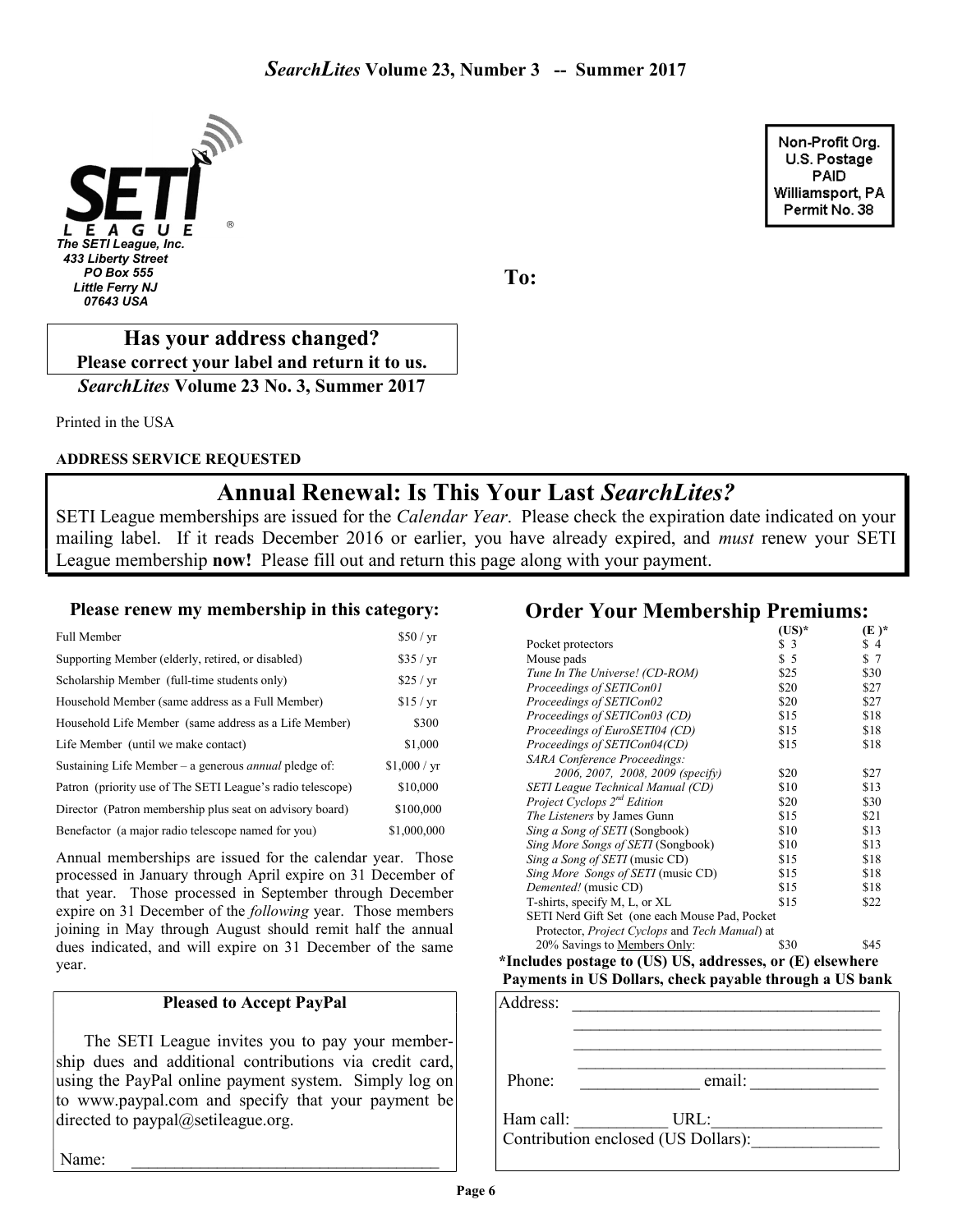The SETI League, Inc.
433 Liberty Street
PO Box 555
Little Ferry NJ
07643 USA

Non-Profit Org.
U.S. Postage
PAID
Williamsport, PA
Permit No. 38

**To:**

**Has your address changed?**
**Please correct your label and return it to us.**
***SearchLites* Volume 23 No. 3, Summer 2017**

Printed in the USA

**ADDRESS SERVICE REQUESTED**

## Annual Renewal: Is This Your Last *SearchLites?*

SETI League memberships are issued for the *Calendar Year*. Please check the expiration date indicated on your mailing label. If it reads December 2016 or earlier, you have already expired, and *must* renew your SETI League membership **now!** Please fill out and return this page along with your payment.

### Please renew my membership in this category:

| | |
|---|---|
| Full Member | $50 / yr |
| Supporting Member (elderly, retired, or disabled) | $35 / yr |
| Scholarship Member (full-time students only) | $25 / yr |
| Household Member (same address as a Full Member) | $15 / yr |
| Household Life Member (same address as a Life Member) | $300 |
| Life Member (until we make contact) | $1,000 |
| Sustaining Life Member – a generous *annual* pledge of: | $1,000 / yr |
| Patron (priority use of The SETI League's radio telescope) | $10,000 |
| Director (Patron membership plus seat on advisory board) | $100,000 |
| Benefactor (a major radio telescope named for you) | $1,000,000 |

Annual memberships are issued for the calendar year. Those processed in January through April expire on 31 December of that year. Those processed in September through December expire on 31 December of the *following* year. Those members joining in May through August should remit half the annual dues indicated, and will expire on 31 December of the same year.

**Pleased to Accept PayPal**

The SETI League invites you to pay your membership dues and additional contributions via credit card, using the PayPal online payment system. Simply log on to www.paypal.com and specify that your payment be directed to paypal@setileague.org.

Name: ____________________________________

## Order Your Membership Premiums:

| | (US)* | (E )* |
|---|---|---|
| Pocket protectors | $ 3 | $ 4 |
| Mouse pads | $ 5 | $ 7 |
| *Tune In The Universe! (CD-ROM)* | $25 | $30 |
| *Proceedings of SETICon01* | $20 | $27 |
| *Proceedings of SETICon02* | $20 | $27 |
| *Proceedings of SETICon03 (CD)* | $15 | $18 |
| *Proceedings of EuroSETI04 (CD)* | $15 | $18 |
| *Proceedings of SETICon04(CD)* | $15 | $18 |
| *SARA Conference Proceedings: 2006, 2007, 2008, 2009 (specify)* | $20 | $27 |
| *SETI League Technical Manual (CD)* | $10 | $13 |
| *Project Cyclops 2nd Edition* | $20 | $30 |
| *The Listeners* by James Gunn | $15 | $21 |
| *Sing a Song of SETI* (Songbook) | $10 | $13 |
| *Sing More Songs of SETI* (Songbook) | $10 | $13 |
| *Sing a Song of SETI* (music CD) | $15 | $18 |
| *Sing More Songs of SETI* (music CD) | $15 | $18 |
| *Demented!* (music CD) | $15 | $18 |
| T-shirts, specify M, L, or XL | $15 | $22 |
| SETI Nerd Gift Set (one each Mouse Pad, Pocket Protector, *Project Cyclops* and *Tech Manual*) at 20% Savings to Members Only: | $30 | $45 |

**\*Includes postage to (US) US, addresses, or (E) elsewhere**
**Payments in US Dollars, check payable through a US bank**

Address: ____________________________________
____________________________________
____________________________________
____________________________________

Phone: ______________ email: ______________

Ham call: ___________ URL: ____________________

Contribution enclosed (US Dollars): _______________